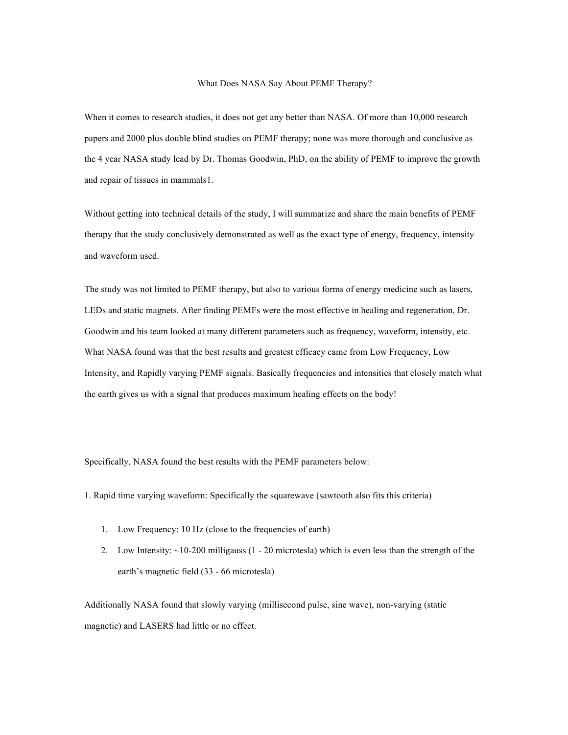# What Does NASA Say About PEMF Therapy?

When it comes to research studies, it does not get any better than NASA. Of more than 10,000 research papers and 2000 plus double blind studies on PEMF therapy; none was more thorough and conclusive as the 4 year NASA study lead by Dr. Thomas Goodwin, PhD, on the ability of PEMF to improve the growth and repair of tissues in mammals[1].

Without getting into technical details of the study, I will summarize and share the main benefits of PEMF therapy that the study conclusively demonstrated as well as the exact type of energy, frequency, intensity and waveform used.

The study was not limited to PEMF therapy, but also to various forms of energy medicine such as lasers, LEDs and static magnets. After finding PEMFs were the most effective in healing and regeneration, Dr. Goodwin and his team looked at many different parameters such as frequency, waveform, intensity, etc. What NASA found was that the best results and greatest efficacy came from Low Frequency, Low Intensity, and Rapidly varying PEMF signals. Basically frequencies and intensities that closely match what the earth gives us with a signal that produces maximum healing effects on the body!

Specifically, NASA found the best results with the PEMF parameters below:

1. Rapid time varying waveform: Specifically the squarewave (sawtooth also fits this criteria)

    1. Low Frequency: 10 Hz (close to the frequencies of earth)
    2. Low Intensity: ~10-200 milligauss (1 - 20 microtesla) which is even less than the strength of the earth's magnetic field (33 - 66 microtesla)

Additionally NASA found that slowly varying (millisecond pulse, sine wave), non-varying (static magnetic) and LASERS had little or no effect.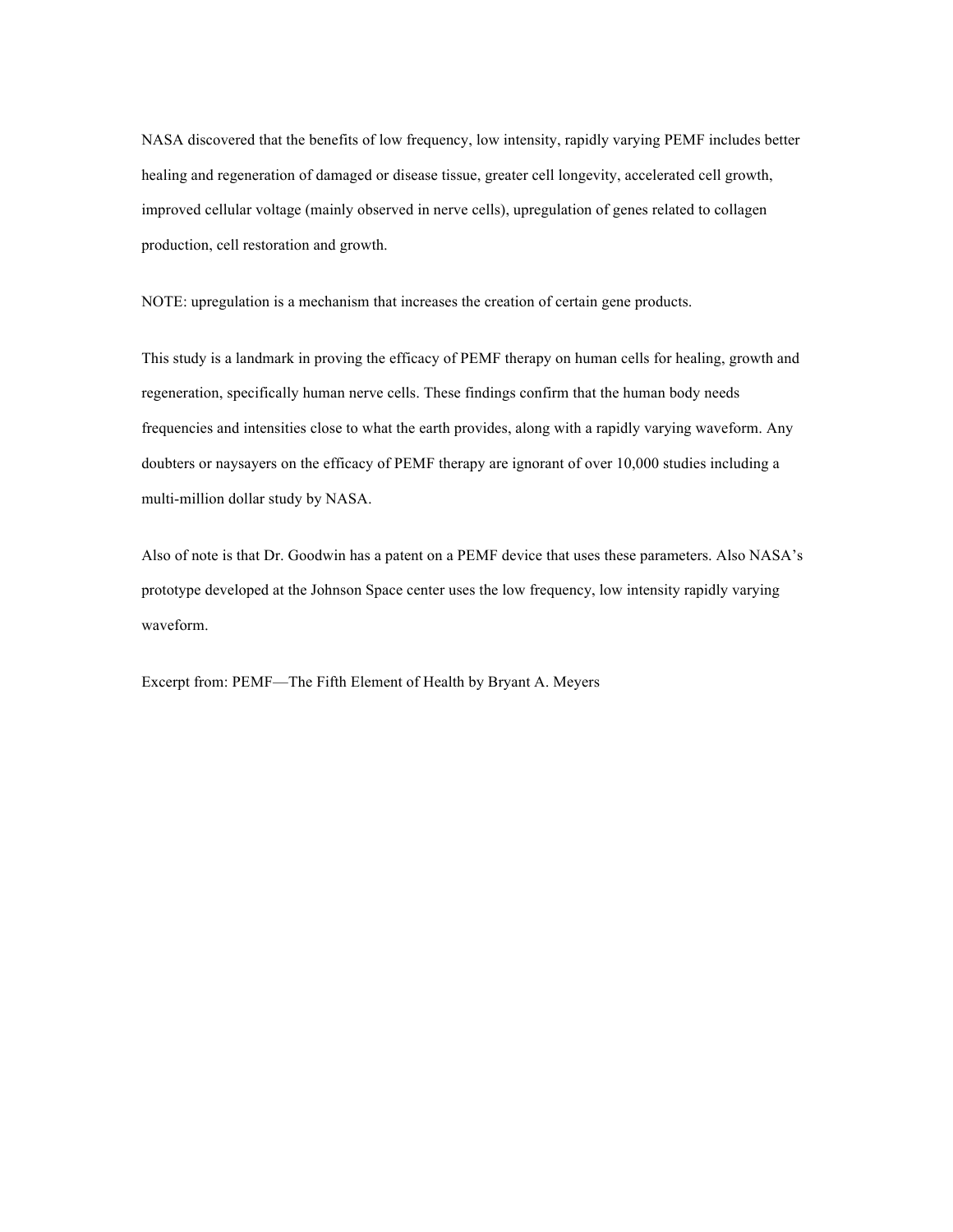NASA discovered that the benefits of low frequency, low intensity, rapidly varying PEMF includes better healing and regeneration of damaged or disease tissue, greater cell longevity, accelerated cell growth, improved cellular voltage (mainly observed in nerve cells), upregulation of genes related to collagen production, cell restoration and growth.

NOTE: upregulation is a mechanism that increases the creation of certain gene products.

This study is a landmark in proving the efficacy of PEMF therapy on human cells for healing, growth and regeneration, specifically human nerve cells. These findings confirm that the human body needs frequencies and intensities close to what the earth provides, along with a rapidly varying waveform. Any doubters or naysayers on the efficacy of PEMF therapy are ignorant of over 10,000 studies including a multi-million dollar study by NASA.

Also of note is that Dr. Goodwin has a patent on a PEMF device that uses these parameters. Also NASA's prototype developed at the Johnson Space center uses the low frequency, low intensity rapidly varying waveform.

Excerpt from: PEMF—The Fifth Element of Health by Bryant A. Meyers